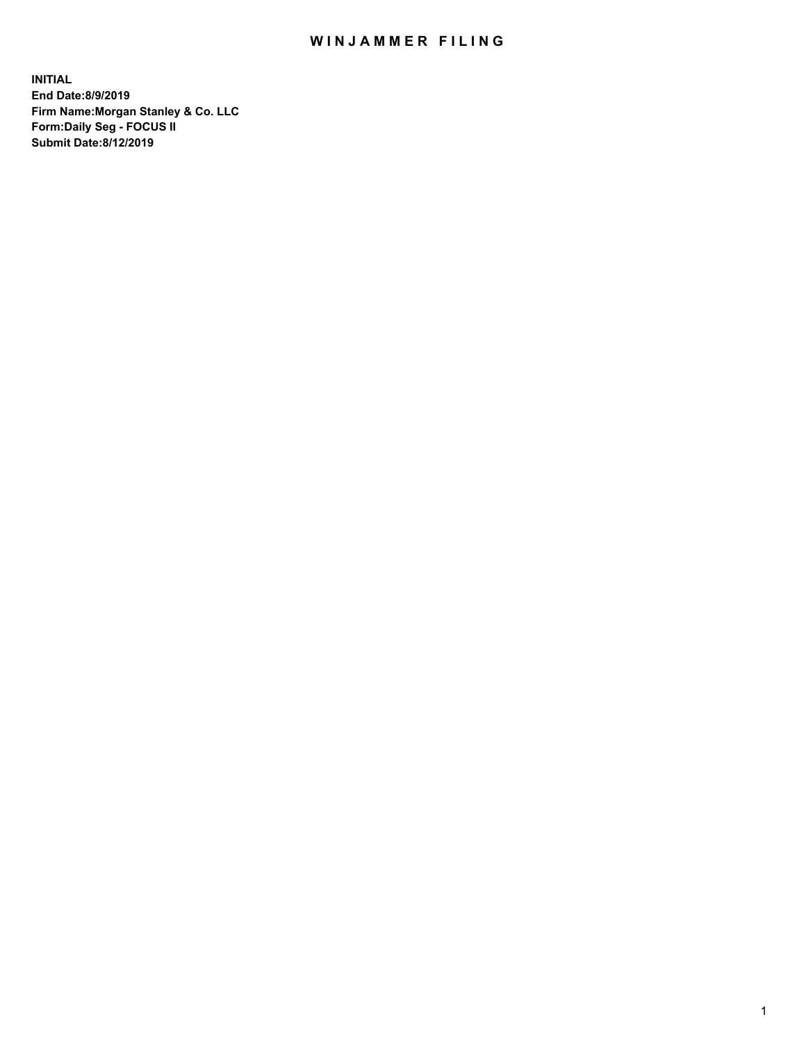# WINJAMMER FILING

**INITIAL**
**End Date:8/9/2019**
**Firm Name:Morgan Stanley & Co. LLC**
**Form:Daily Seg - FOCUS II**
**Submit Date:8/12/2019**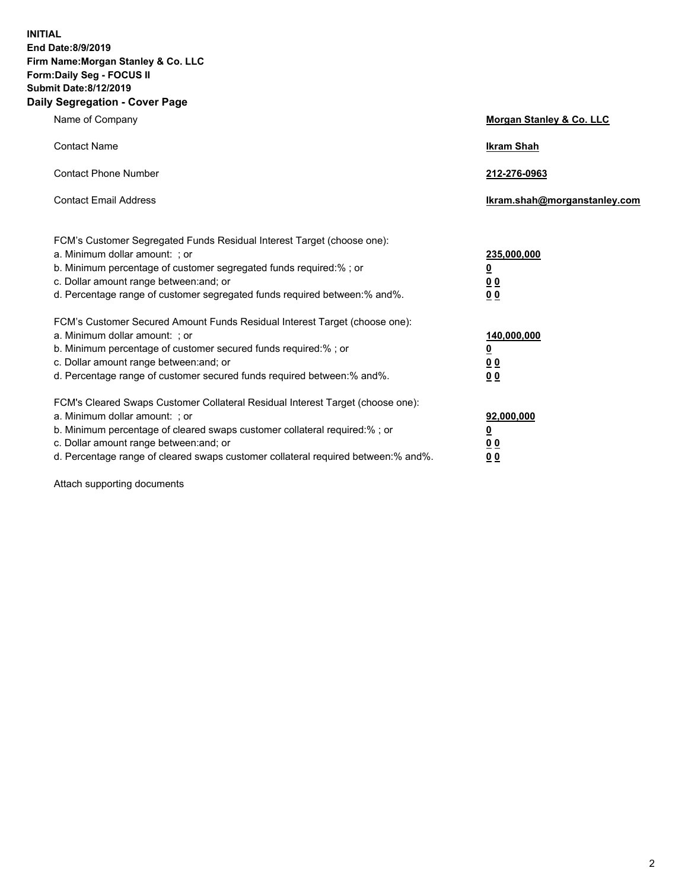**INITIAL**
**End Date:8/9/2019**
**Firm Name:Morgan Stanley & Co. LLC**
**Form:Daily Seg - FOCUS II**
**Submit Date:8/12/2019**
**Daily Segregation - Cover Page**

| | |
|---|---|
| Name of Company | **Morgan Stanley & Co. LLC** |
| Contact Name | **Ikram Shah** |
| Contact Phone Number | **212-276-0963** |
| Contact Email Address | **Ikram.shah@morganstanley.com** |

| | |
|---|---|
| FCM's Customer Segregated Funds Residual Interest Target (choose one): | |
| a. Minimum dollar amount: ; or | **235,000,000** |
| b. Minimum percentage of customer segregated funds required:% ; or | **0** |
| c. Dollar amount range between:and; or | **0 0** |
| d. Percentage range of customer segregated funds required between:% and%. | **0 0** |
| FCM's Customer Secured Amount Funds Residual Interest Target (choose one): | |
| a. Minimum dollar amount: ; or | **140,000,000** |
| b. Minimum percentage of customer secured funds required:% ; or | **0** |
| c. Dollar amount range between:and; or | **0 0** |
| d. Percentage range of customer secured funds required between:% and%. | **0 0** |
| FCM's Cleared Swaps Customer Collateral Residual Interest Target (choose one): | |
| a. Minimum dollar amount: ; or | **92,000,000** |
| b. Minimum percentage of cleared swaps customer collateral required:% ; or | **0** |
| c. Dollar amount range between:and; or | **0 0** |
| d. Percentage range of cleared swaps customer collateral required between:% and%. | **0 0** |

Attach supporting documents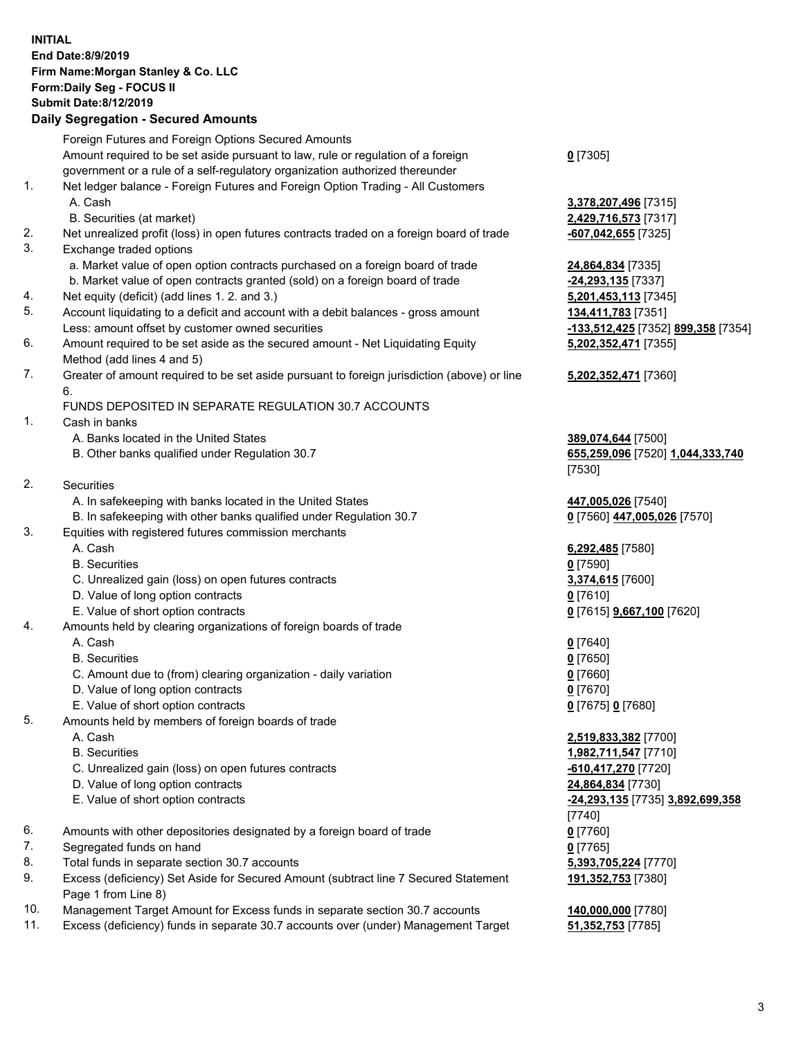**INITIAL**
**End Date:8/9/2019**
**Firm Name:Morgan Stanley & Co. LLC**
**Form:Daily Seg - FOCUS II**
**Submit Date:8/12/2019**

## Daily Segregation - Secured Amounts

| | | |
|---|---|---|
| | Foreign Futures and Foreign Options Secured Amounts | |
| | Amount required to be set aside pursuant to law, rule or regulation of a foreign government or a rule of a self-regulatory organization authorized thereunder | **0** [7305] |
| 1. | Net ledger balance - Foreign Futures and Foreign Option Trading - All Customers | |
| | A. Cash | **3,378,207,496** [7315] |
| | B. Securities (at market) | **2,429,716,573** [7317] |
| 2. | Net unrealized profit (loss) in open futures contracts traded on a foreign board of trade | **-607,042,655** [7325] |
| 3. | Exchange traded options | |
| | a. Market value of open option contracts purchased on a foreign board of trade | **24,864,834** [7335] |
| | b. Market value of open contracts granted (sold) on a foreign board of trade | **-24,293,135** [7337] |
| 4. | Net equity (deficit) (add lines 1. 2. and 3.) | **5,201,453,113** [7345] |
| 5. | Account liquidating to a deficit and account with a debit balances - gross amount | **134,411,783** [7351] |
| | Less: amount offset by customer owned securities | **-133,512,425** [7352] **899,358** [7354] |
| 6. | Amount required to be set aside as the secured amount - Net Liquidating Equity Method (add lines 4 and 5) | **5,202,352,471** [7355] |
| 7. | Greater of amount required to be set aside pursuant to foreign jurisdiction (above) or line 6. | **5,202,352,471** [7360] |
| | FUNDS DEPOSITED IN SEPARATE REGULATION 30.7 ACCOUNTS | |
| 1. | Cash in banks | |
| | A. Banks located in the United States | **389,074,644** [7500] |
| | B. Other banks qualified under Regulation 30.7 | **655,259,096** [7520] **1,044,333,740** [7530] |
| 2. | Securities | |
| | A. In safekeeping with banks located in the United States | **447,005,026** [7540] |
| | B. In safekeeping with other banks qualified under Regulation 30.7 | **0** [7560] **447,005,026** [7570] |
| 3. | Equities with registered futures commission merchants | |
| | A. Cash | **6,292,485** [7580] |
| | B. Securities | **0** [7590] |
| | C. Unrealized gain (loss) on open futures contracts | **3,374,615** [7600] |
| | D. Value of long option contracts | **0** [7610] |
| | E. Value of short option contracts | **0** [7615] **9,667,100** [7620] |
| 4. | Amounts held by clearing organizations of foreign boards of trade | |
| | A. Cash | **0** [7640] |
| | B. Securities | **0** [7650] |
| | C. Amount due to (from) clearing organization - daily variation | **0** [7660] |
| | D. Value of long option contracts | **0** [7670] |
| | E. Value of short option contracts | **0** [7675] **0** [7680] |
| 5. | Amounts held by members of foreign boards of trade | |
| | A. Cash | **2,519,833,382** [7700] |
| | B. Securities | **1,982,711,547** [7710] |
| | C. Unrealized gain (loss) on open futures contracts | **-610,417,270** [7720] |
| | D. Value of long option contracts | **24,864,834** [7730] |
| | E. Value of short option contracts | **-24,293,135** [7735] **3,892,699,358** [7740] |
| 6. | Amounts with other depositories designated by a foreign board of trade | **0** [7760] |
| 7. | Segregated funds on hand | **0** [7765] |
| 8. | Total funds in separate section 30.7 accounts | **5,393,705,224** [7770] |
| 9. | Excess (deficiency) Set Aside for Secured Amount (subtract line 7 Secured Statement Page 1 from Line 8) | **191,352,753** [7380] |
| 10. | Management Target Amount for Excess funds in separate section 30.7 accounts | **140,000,000** [7780] |
| 11. | Excess (deficiency) funds in separate 30.7 accounts over (under) Management Target | **51,352,753** [7785] |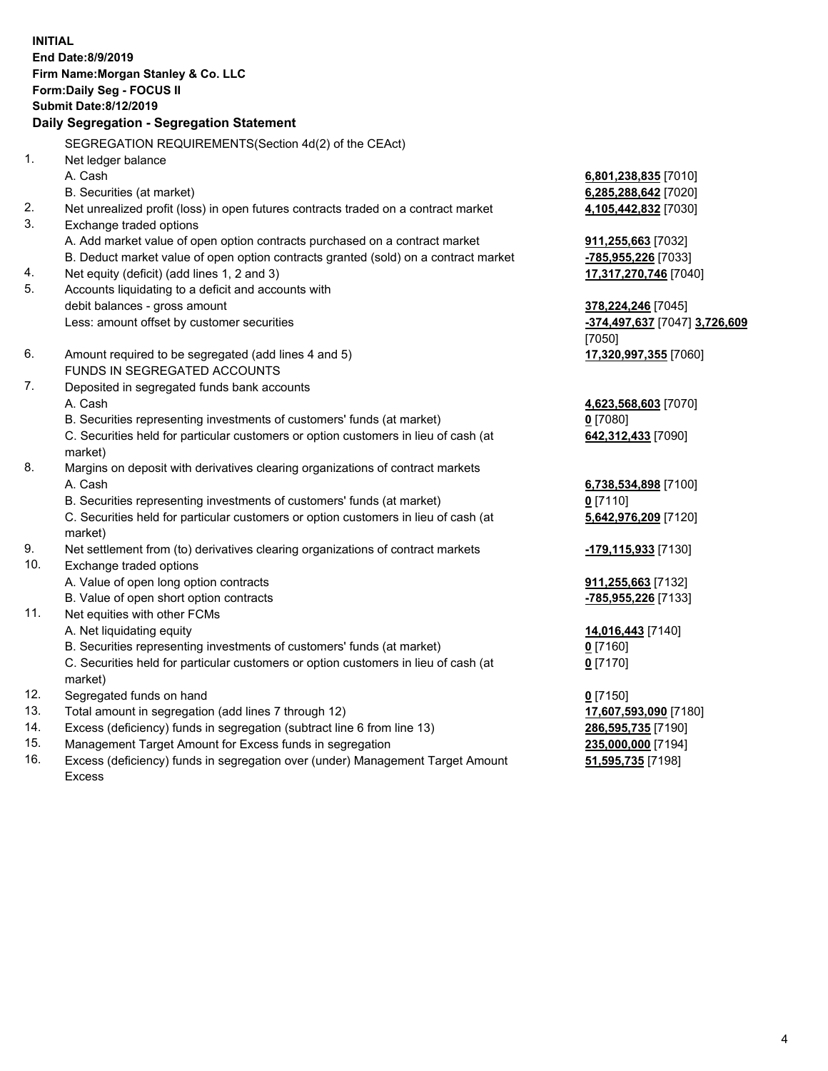**INITIAL**
**End Date:8/9/2019**
**Firm Name:Morgan Stanley & Co. LLC**
**Form:Daily Seg - FOCUS II**
**Submit Date:8/12/2019**

**Daily Segregation - Segregation Statement**

SEGREGATION REQUIREMENTS(Section 4d(2) of the CEAct)

| | | |
|---|---|---|
| 1. | Net ledger balance | |
| | A. Cash | 6,801,238,835 [7010] |
| | B. Securities (at market) | 6,285,288,642 [7020] |
| 2. | Net unrealized profit (loss) in open futures contracts traded on a contract market | 4,105,442,832 [7030] |
| 3. | Exchange traded options | |
| | A. Add market value of open option contracts purchased on a contract market | 911,255,663 [7032] |
| | B. Deduct market value of open option contracts granted (sold) on a contract market | -785,955,226 [7033] |
| 4. | Net equity (deficit) (add lines 1, 2 and 3) | 17,317,270,746 [7040] |
| 5. | Accounts liquidating to a deficit and accounts with debit balances - gross amount | 378,224,246 [7045] |
| | Less: amount offset by customer securities | -374,497,637 [7047] 3,726,609 [7050] |
| 6. | Amount required to be segregated (add lines 4 and 5) | 17,320,997,355 [7060] |
| | FUNDS IN SEGREGATED ACCOUNTS | |
| 7. | Deposited in segregated funds bank accounts | |
| | A. Cash | 4,623,568,603 [7070] |
| | B. Securities representing investments of customers' funds (at market) | 0 [7080] |
| | C. Securities held for particular customers or option customers in lieu of cash (at market) | 642,312,433 [7090] |
| 8. | Margins on deposit with derivatives clearing organizations of contract markets | |
| | A. Cash | 6,738,534,898 [7100] |
| | B. Securities representing investments of customers' funds (at market) | 0 [7110] |
| | C. Securities held for particular customers or option customers in lieu of cash (at market) | 5,642,976,209 [7120] |
| 9. | Net settlement from (to) derivatives clearing organizations of contract markets | -179,115,933 [7130] |
| 10. | Exchange traded options | |
| | A. Value of open long option contracts | 911,255,663 [7132] |
| | B. Value of open short option contracts | -785,955,226 [7133] |
| 11. | Net equities with other FCMs | |
| | A. Net liquidating equity | 14,016,443 [7140] |
| | B. Securities representing investments of customers' funds (at market) | 0 [7160] |
| | C. Securities held for particular customers or option customers in lieu of cash (at market) | 0 [7170] |
| 12. | Segregated funds on hand | 0 [7150] |
| 13. | Total amount in segregation (add lines 7 through 12) | 17,607,593,090 [7180] |
| 14. | Excess (deficiency) funds in segregation (subtract line 6 from line 13) | 286,595,735 [7190] |
| 15. | Management Target Amount for Excess funds in segregation | 235,000,000 [7194] |
| 16. | Excess (deficiency) funds in segregation over (under) Management Target Amount Excess | 51,595,735 [7198] |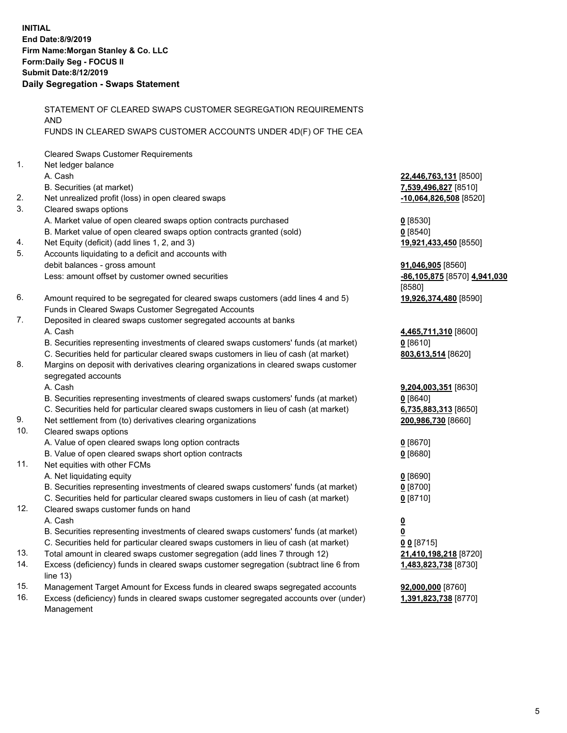**INITIAL**
**End Date:8/9/2019**
**Firm Name:Morgan Stanley & Co. LLC**
**Form:Daily Seg - FOCUS II**
**Submit Date:8/12/2019**
**Daily Segregation - Swaps Statement**

STATEMENT OF CLEARED SWAPS CUSTOMER SEGREGATION REQUIREMENTS AND FUNDS IN CLEARED SWAPS CUSTOMER ACCOUNTS UNDER 4D(F) OF THE CEA

| | | |
|---|---|---|
| | Cleared Swaps Customer Requirements | |
| 1. | Net ledger balance | |
| | A. Cash | **22,446,763,131** [8500] |
| | B. Securities (at market) | **7,539,496,827** [8510] |
| 2. | Net unrealized profit (loss) in open cleared swaps | **-10,064,826,508** [8520] |
| 3. | Cleared swaps options | |
| | A. Market value of open cleared swaps option contracts purchased | **0** [8530] |
| | B. Market value of open cleared swaps option contracts granted (sold) | **0** [8540] |
| 4. | Net Equity (deficit) (add lines 1, 2, and 3) | **19,921,433,450** [8550] |
| 5. | Accounts liquidating to a deficit and accounts with debit balances - gross amount | **91,046,905** [8560] |
| | Less: amount offset by customer owned securities | **-86,105,875** [8570] **4,941,030** [8580] |
| 6. | Amount required to be segregated for cleared swaps customers (add lines 4 and 5) | **19,926,374,480** [8590] |
| | Funds in Cleared Swaps Customer Segregated Accounts | |
| 7. | Deposited in cleared swaps customer segregated accounts at banks | |
| | A. Cash | **4,465,711,310** [8600] |
| | B. Securities representing investments of cleared swaps customers' funds (at market) | **0** [8610] |
| | C. Securities held for particular cleared swaps customers in lieu of cash (at market) | **803,613,514** [8620] |
| 8. | Margins on deposit with derivatives clearing organizations in cleared swaps customer segregated accounts | |
| | A. Cash | **9,204,003,351** [8630] |
| | B. Securities representing investments of cleared swaps customers' funds (at market) | **0** [8640] |
| | C. Securities held for particular cleared swaps customers in lieu of cash (at market) | **6,735,883,313** [8650] |
| 9. | Net settlement from (to) derivatives clearing organizations | **200,986,730** [8660] |
| 10. | Cleared swaps options | |
| | A. Value of open cleared swaps long option contracts | **0** [8670] |
| | B. Value of open cleared swaps short option contracts | **0** [8680] |
| 11. | Net equities with other FCMs | |
| | A. Net liquidating equity | **0** [8690] |
| | B. Securities representing investments of cleared swaps customers' funds (at market) | **0** [8700] |
| | C. Securities held for particular cleared swaps customers in lieu of cash (at market) | **0** [8710] |
| 12. | Cleared swaps customer funds on hand | |
| | A. Cash | **0** |
| | B. Securities representing investments of cleared swaps customers' funds (at market) | **0** |
| | C. Securities held for particular cleared swaps customers in lieu of cash (at market) | **0** **0** [8715] |
| 13. | Total amount in cleared swaps customer segregation (add lines 7 through 12) | **21,410,198,218** [8720] |
| 14. | Excess (deficiency) funds in cleared swaps customer segregation (subtract line 6 from line 13) | **1,483,823,738** [8730] |
| 15. | Management Target Amount for Excess funds in cleared swaps segregated accounts | **92,000,000** [8760] |
| 16. | Excess (deficiency) funds in cleared swaps customer segregated accounts over (under) Management | **1,391,823,738** [8770] |